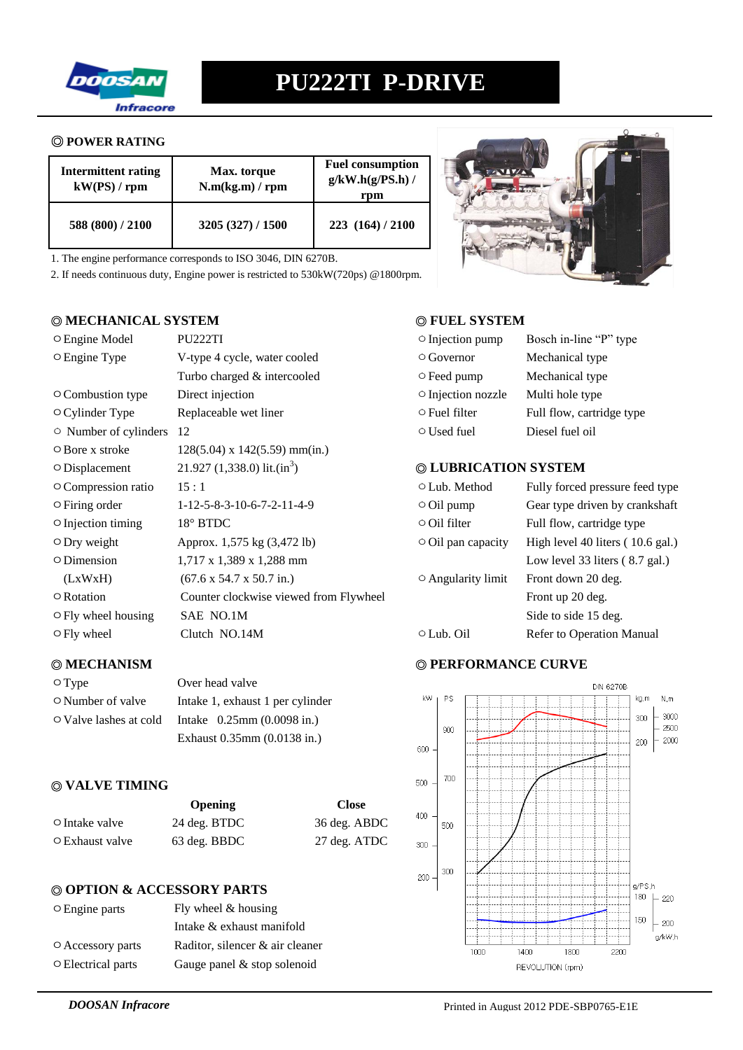# PU222TI P-DRIVE

## ◎ POWER RATING

| Intermittent rating kW(PS) / rpm | Max. torque N.m(kg.m) / rpm | Fuel consumption g/kW.h(g/PS.h) / rpm |
|---|---|---|
| 588 (800) / 2100 | 3205 (327) / 1500 | 223 (164) / 2100 |

1. The engine performance corresponds to ISO 3046, DIN 6270B.
2. If needs continuous duty, Engine power is restricted to 530kW(720ps) @1800rpm.

## ◎ MECHANICAL SYSTEM

| | |
|---|---|
| ○ Engine Model | PU222TI |
| ○ Engine Type | V-type 4 cycle, water cooled |
| | Turbo charged & intercooled |
| ○ Combustion type | Direct injection |
| ○ Cylinder Type | Replaceable wet liner |
| ○ Number of cylinders | 12 |
| ○ Bore x stroke | 128(5.04) x 142(5.59) mm(in.) |
| ○ Displacement | 21.927 (1,338.0) lit.(in$^3$) |
| ○ Compression ratio | 15 : 1 |
| ○ Firing order | 1-12-5-8-3-10-6-7-2-11-4-9 |
| ○ Injection timing | 18° BTDC |
| ○ Dry weight | Approx. 1,575 kg (3,472 lb) |
| ○ Dimension | 1,717 x 1,389 x 1,288 mm |
| (LxWxH) | (67.6 x 54.7 x 50.7 in.) |
| ○ Rotation | Counter clockwise viewed from Flywheel |
| ○ Fly wheel housing | SAE NO.1M |
| ○ Fly wheel | Clutch NO.14M |

## ◎ MECHANISM

| | |
|---|---|
| ○ Type | Over head valve |
| ○ Number of valve | Intake 1, exhaust 1 per cylinder |
| ○ Valve lashes at cold | Intake 0.25mm (0.0098 in.) |
| | Exhaust 0.35mm (0.0138 in.) |

## ◎ VALVE TIMING

| | Opening | Close |
|---|---|---|
| ○ Intake valve | 24 deg. BTDC | 36 deg. ABDC |
| ○ Exhaust valve | 63 deg. BBDC | 27 deg. ATDC |

## ◎ OPTION & ACCESSORY PARTS

| | |
|---|---|
| ○ Engine parts | Fly wheel & housing |
| | Intake & exhaust manifold |
| ○ Accessory parts | Raditor, silencer & air cleaner |
| ○ Electrical parts | Gauge panel & stop solenoid |

## ◎ FUEL SYSTEM

| | |
|---|---|
| ○ Injection pump | Bosch in-line "P" type |
| ○ Governor | Mechanical type |
| ○ Feed pump | Mechanical type |
| ○ Injection nozzle | Multi hole type |
| ○ Fuel filter | Full flow, cartridge type |
| ○ Used fuel | Diesel fuel oil |

## ◎ LUBRICATION SYSTEM

| | |
|---|---|
| ○ Lub. Method | Fully forced pressure feed type |
| ○ Oil pump | Gear type driven by crankshaft |
| ○ Oil filter | Full flow, cartridge type |
| ○ Oil pan capacity | High level 40 liters ( 10.6 gal.) |
| | Low level 33 liters ( 8.7 gal.) |
| ○ Angularity limit | Front down 20 deg. |
| | Front up 20 deg. |
| | Side to side 15 deg. |
| ○ Lub. Oil | Refer to Operation Manual |

## ◎ PERFORMANCE CURVE

DIN 6270B

REVOLUTION (rpm)

*DOOSAN Infracore* Printed in August 2012 PDE-SBP0765-E1E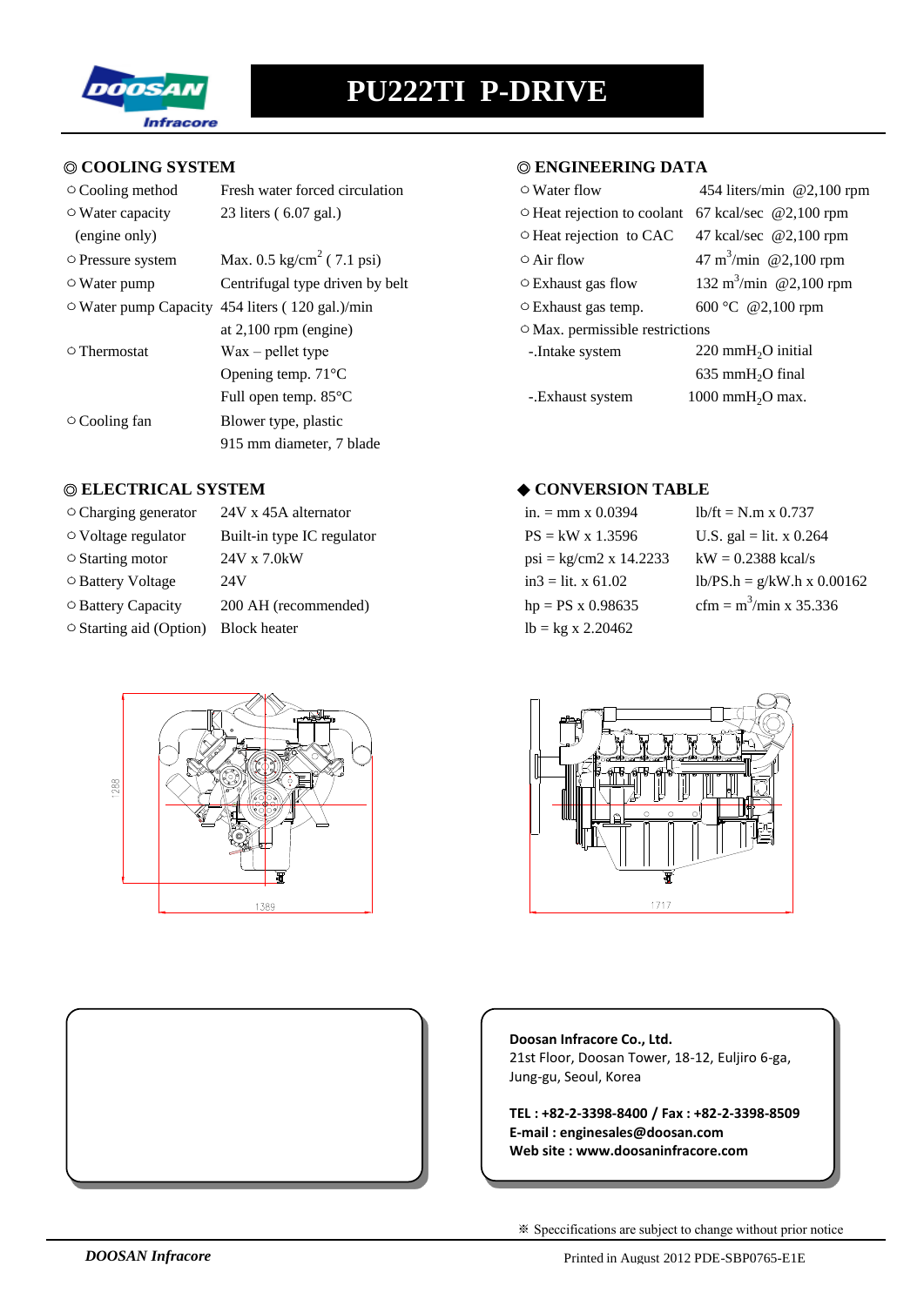# PU222TI P-DRIVE

## ◎ COOLING SYSTEM

| | |
|---|---|
| ○ Cooling method | Fresh water forced circulation |
| ○ Water capacity (engine only) | 23 liters ( 6.07 gal.) |
| ○ Pressure system | Max. 0.5 kg/cm$^2$ ( 7.1 psi) |
| ○ Water pump | Centrifugal type driven by belt |
| ○ Water pump Capacity | 454 liters ( 120 gal.)/min at 2,100 rpm (engine) |
| ○ Thermostat | Wax – pellet type<br>Opening temp. 71°C<br>Full open temp. 85°C |
| ○ Cooling fan | Blower type, plastic<br>915 mm diameter, 7 blade |

## ◎ ENGINEERING DATA

| | |
|---|---|
| ○ Water flow | 454 liters/min @2,100 rpm |
| ○ Heat rejection to coolant | 67 kcal/sec @2,100 rpm |
| ○ Heat rejection to CAC | 47 kcal/sec @2,100 rpm |
| ○ Air flow | 47 m$^3$/min @2,100 rpm |
| ○ Exhaust gas flow | 132 m$^3$/min @2,100 rpm |
| ○ Exhaust gas temp. | 600 °C @2,100 rpm |
| ○ Max. permissible restrictions | |
| -.Intake system | 220 mm$H_2O$ initial<br>635 mm$H_2O$ final |
| -.Exhaust system | 1000 mm$H_2O$ max. |

## ◎ ELECTRICAL SYSTEM

| | |
|---|---|
| ○ Charging generator | 24V x 45A alternator |
| ○ Voltage regulator | Built-in type IC regulator |
| ○ Starting motor | 24V x 7.0kW |
| ○ Battery Voltage | 24V |
| ○ Battery Capacity | 200 AH (recommended) |
| ○ Starting aid (Option) | Block heater |

## ◆ CONVERSION TABLE

| | |
|---|---|
| in. = mm x 0.0394 | lb/ft = N.m x 0.737 |
| PS = kW x 1.3596 | U.S. gal = lit. x 0.264 |
| psi = kg/cm2 x 14.2233 | kW = 0.2388 kcal/s |
| in3 = lit. x 61.02 | lb/PS.h = g/kW.h x 0.00162 |
| hp = PS x 0.98635 | cfm = m$^3$/min x 35.336 |
| lb = kg x 2.20462 | |

1288

1389

1717

**Doosan Infracore Co., Ltd.**
21st Floor, Doosan Tower, 18-12, Euljiro 6-ga,
Jung-gu, Seoul, Korea

**TEL : +82-2-3398-8400 / Fax : +82-2-3398-8509**
**E-mail : enginesales@doosan.com**
**Web site : www.doosaninfracore.com**

※ Specifications are subject to change without prior notice

*DOOSAN Infracore* Printed in August 2012 PDE-SBP0765-E1E